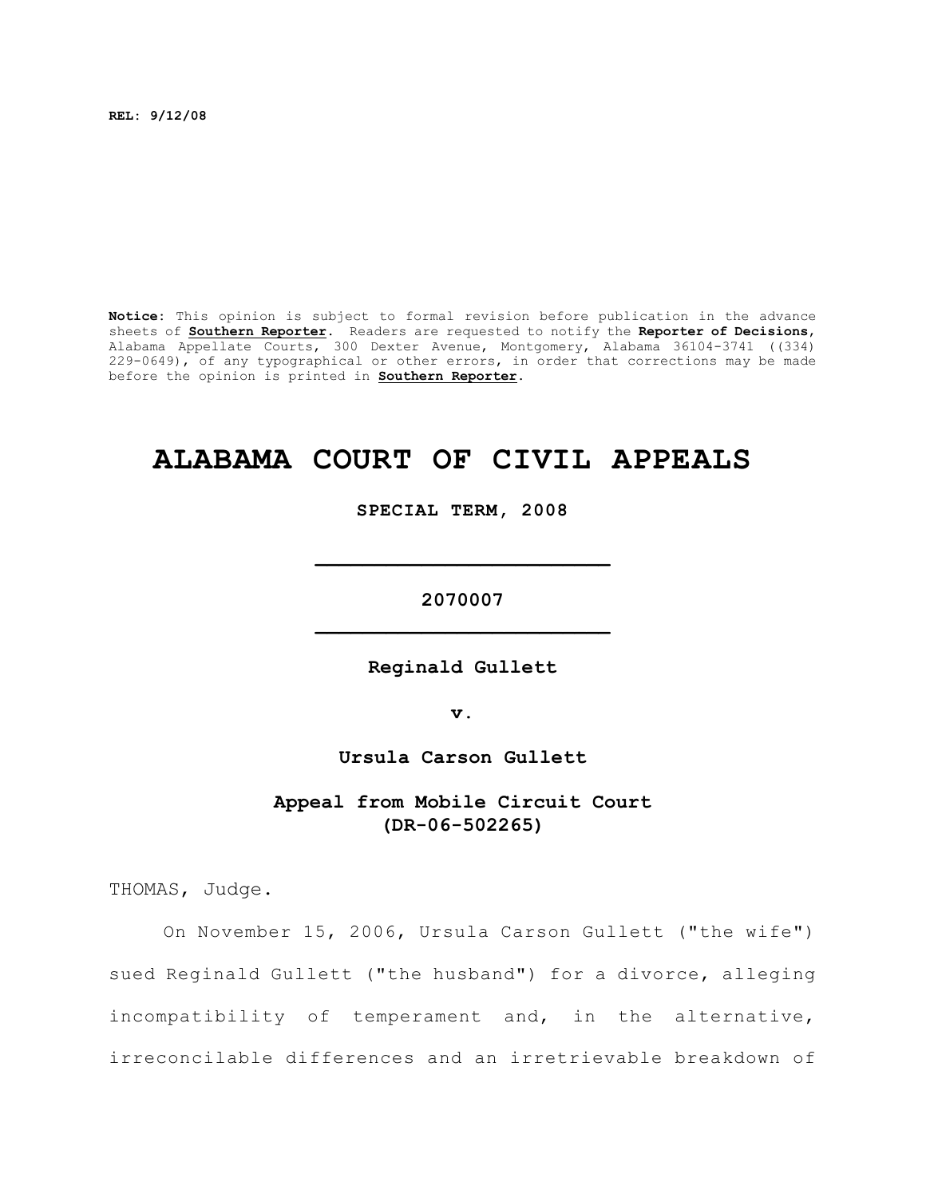**REL: 9/12/08**

**Notice:** This opinion is subject to formal revision before publication in the advance sheets of **Southern Reporter**. Readers are requested to notify the **Reporter of Decisions**, Alabama Appellate Courts, 300 Dexter Avenue, Montgomery, Alabama 36104-3741 ((334) 229-0649), of any typographical or other errors, in order that corrections may be made before the opinion is printed in **Southern Reporter**.

# ALABAMA COURT OF CIVIL APPEALS

**SPECIAL TERM, 2008**

---

**2070007**

---

**Reginald Gullett**

**v.**

**Ursula Carson Gullett**

**Appeal from Mobile Circuit Court (DR-06-502265)**

THOMAS, Judge.

On November 15, 2006, Ursula Carson Gullett ("the wife") sued Reginald Gullett ("the husband") for a divorce, alleging incompatibility of temperament and, in the alternative, irreconcilable differences and an irretrievable breakdown of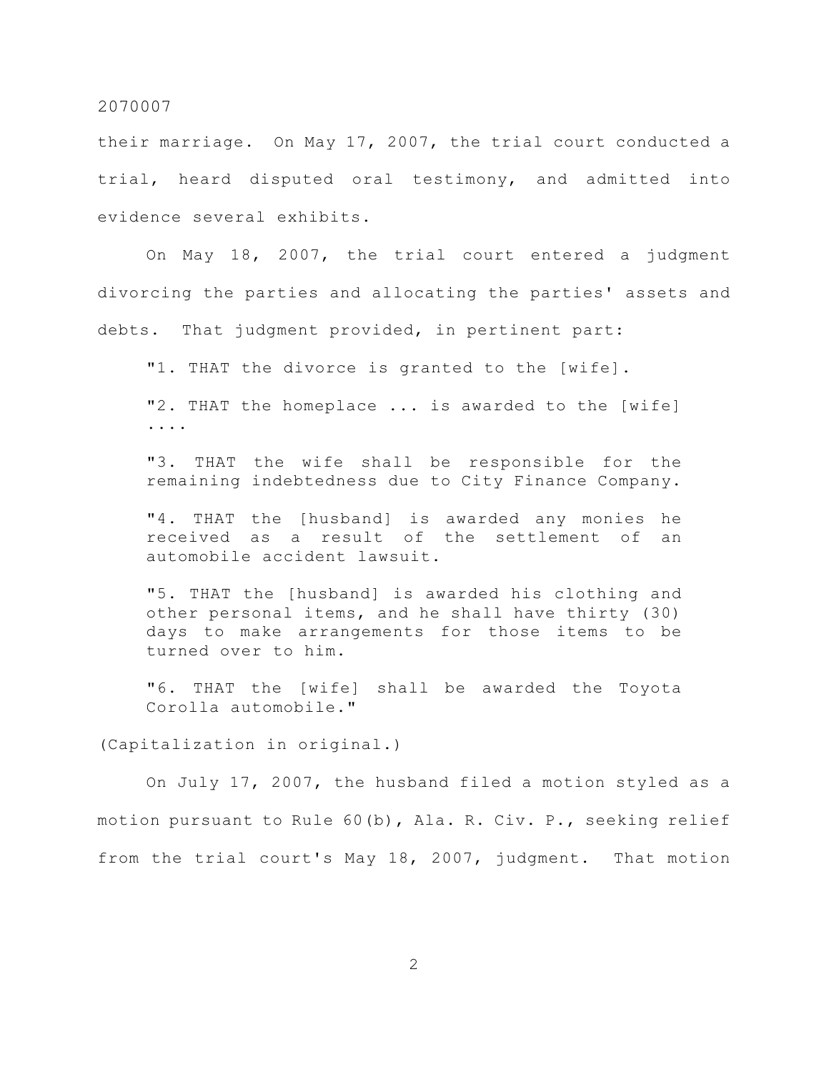their marriage. On May 17, 2007, the trial court conducted a trial, heard disputed oral testimony, and admitted into evidence several exhibits.

On May 18, 2007, the trial court entered a judgment divorcing the parties and allocating the parties' assets and debts. That judgment provided, in pertinent part:

> "1. THAT the divorce is granted to the [wife].
>
> "2. THAT the homeplace ... is awarded to the [wife] ....
>
> "3. THAT the wife shall be responsible for the remaining indebtedness due to City Finance Company.
>
> "4. THAT the [husband] is awarded any monies he received as a result of the settlement of an automobile accident lawsuit.
>
> "5. THAT the [husband] is awarded his clothing and other personal items, and he shall have thirty (30) days to make arrangements for those items to be turned over to him.
>
> "6. THAT the [wife] shall be awarded the Toyota Corolla automobile."

(Capitalization in original.)

On July 17, 2007, the husband filed a motion styled as a motion pursuant to Rule 60(b), Ala. R. Civ. P., seeking relief from the trial court's May 18, 2007, judgment. That motion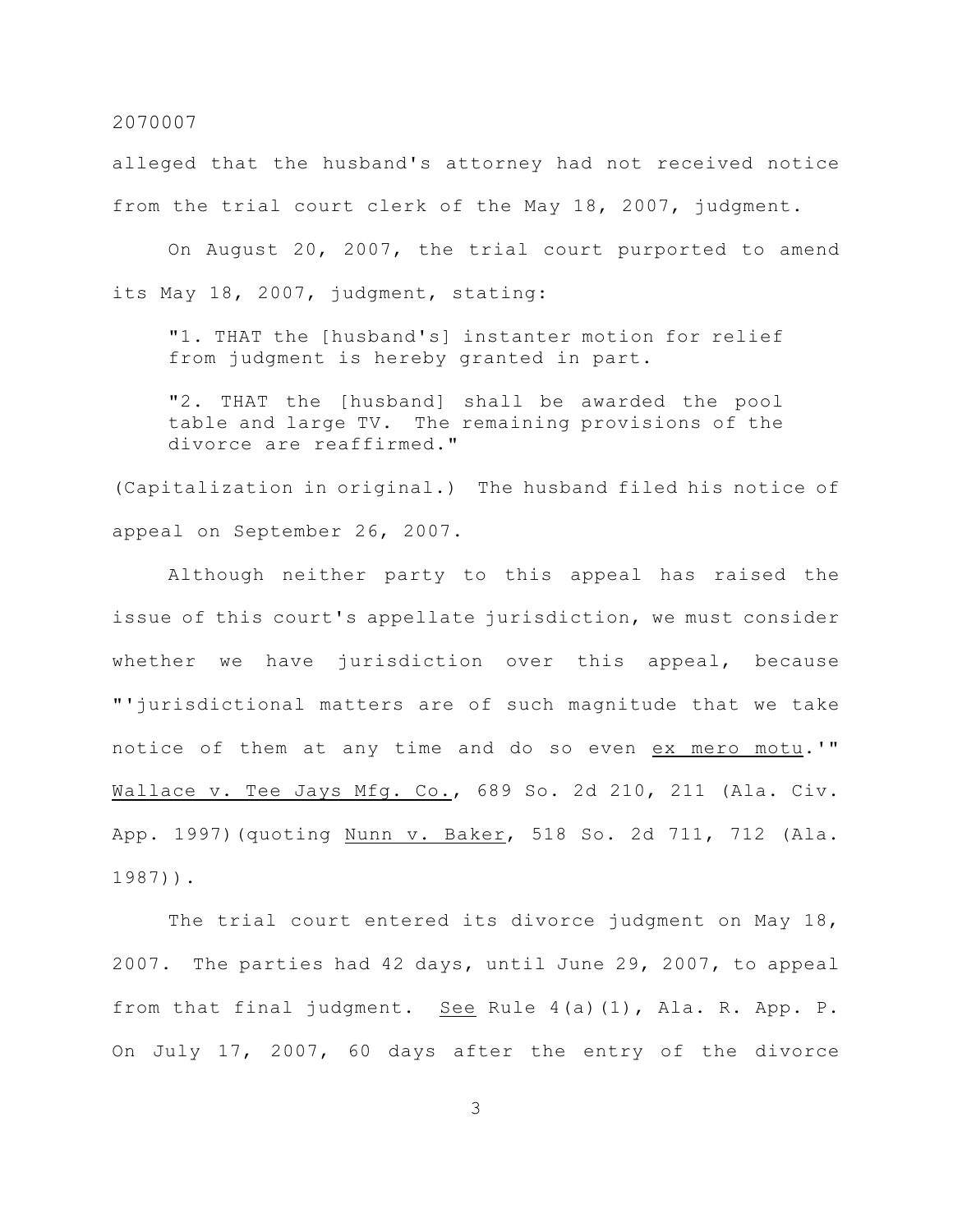alleged that the husband's attorney had not received notice from the trial court clerk of the May 18, 2007, judgment.

On August 20, 2007, the trial court purported to amend its May 18, 2007, judgment, stating:

> "1. THAT the [husband's] instanter motion for relief from judgment is hereby granted in part.
>
> "2. THAT the [husband] shall be awarded the pool table and large TV. The remaining provisions of the divorce are reaffirmed."

(Capitalization in original.) The husband filed his notice of appeal on September 26, 2007.

Although neither party to this appeal has raised the issue of this court's appellate jurisdiction, we must consider whether we have jurisdiction over this appeal, because "'jurisdictional matters are of such magnitude that we take notice of them at any time and do so even _ex mero motu_.'" _Wallace v. Tee Jays Mfg. Co._, 689 So. 2d 210, 211 (Ala. Civ. App. 1997)(quoting _Nunn v. Baker_, 518 So. 2d 711, 712 (Ala. 1987)).

The trial court entered its divorce judgment on May 18, 2007. The parties had 42 days, until June 29, 2007, to appeal from that final judgment. _See_ Rule 4(a)(1), Ala. R. App. P. On July 17, 2007, 60 days after the entry of the divorce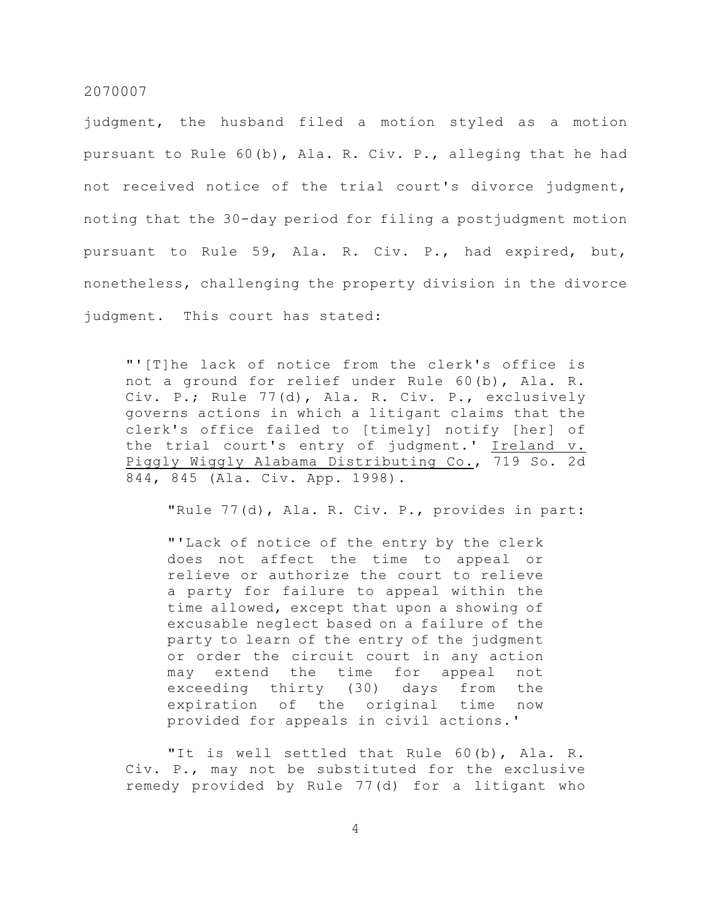judgment, the husband filed a motion styled as a motion pursuant to Rule 60(b), Ala. R. Civ. P., alleging that he had not received notice of the trial court's divorce judgment, noting that the 30-day period for filing a postjudgment motion pursuant to Rule 59, Ala. R. Civ. P., had expired, but, nonetheless, challenging the property division in the divorce judgment. This court has stated:

> "'[T]he lack of notice from the clerk's office is not a ground for relief under Rule 60(b), Ala. R. Civ. P.; Rule 77(d), Ala. R. Civ. P., exclusively governs actions in which a litigant claims that the clerk's office failed to [timely] notify [her] of the trial court's entry of judgment.' Ireland v. Piggly Wiggly Alabama Distributing Co., 719 So. 2d 844, 845 (Ala. Civ. App. 1998).
>
> "Rule 77(d), Ala. R. Civ. P., provides in part:
>
> > "'Lack of notice of the entry by the clerk does not affect the time to appeal or relieve or authorize the court to relieve a party for failure to appeal within the time allowed, except that upon a showing of excusable neglect based on a failure of the party to learn of the entry of the judgment or order the circuit court in any action may extend the time for appeal not exceeding thirty (30) days from the expiration of the original time now provided for appeals in civil actions.'
>
> "It is well settled that Rule 60(b), Ala. R. Civ. P., may not be substituted for the exclusive remedy provided by Rule 77(d) for a litigant who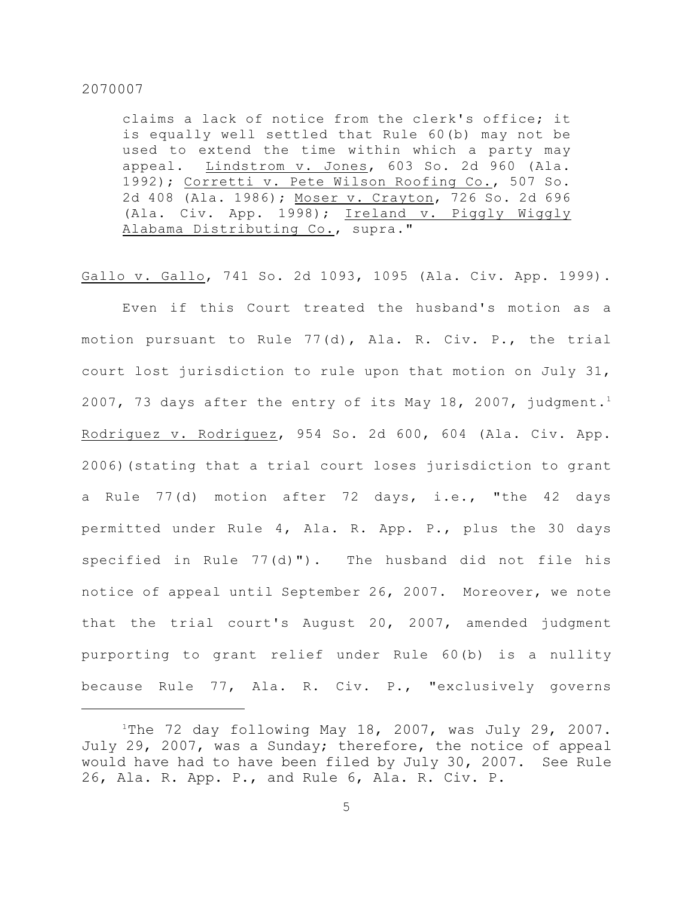> claims a lack of notice from the clerk's office; it is equally well settled that Rule 60(b) may not be used to extend the time within which a party may appeal. Lindstrom v. Jones, 603 So. 2d 960 (Ala. 1992); Corretti v. Pete Wilson Roofing Co., 507 So. 2d 408 (Ala. 1986); Moser v. Crayton, 726 So. 2d 696 (Ala. Civ. App. 1998); Ireland v. Piggly Wiggly Alabama Distributing Co., supra."

Gallo v. Gallo, 741 So. 2d 1093, 1095 (Ala. Civ. App. 1999).

Even if this Court treated the husband's motion as a motion pursuant to Rule 77(d), Ala. R. Civ. P., the trial court lost jurisdiction to rule upon that motion on July 31, 2007, 73 days after the entry of its May 18, 2007, judgment.[1] Rodriguez v. Rodriguez, 954 So. 2d 600, 604 (Ala. Civ. App. 2006)(stating that a trial court loses jurisdiction to grant a Rule 77(d) motion after 72 days, i.e., "the 42 days permitted under Rule 4, Ala. R. App. P., plus the 30 days specified in Rule 77(d)"). The husband did not file his notice of appeal until September 26, 2007. Moreover, we note that the trial court's August 20, 2007, amended judgment purporting to grant relief under Rule 60(b) is a nullity because Rule 77, Ala. R. Civ. P., "exclusively governs

---

[1]The 72 day following May 18, 2007, was July 29, 2007. July 29, 2007, was a Sunday; therefore, the notice of appeal would have had to have been filed by July 30, 2007. See Rule 26, Ala. R. App. P., and Rule 6, Ala. R. Civ. P.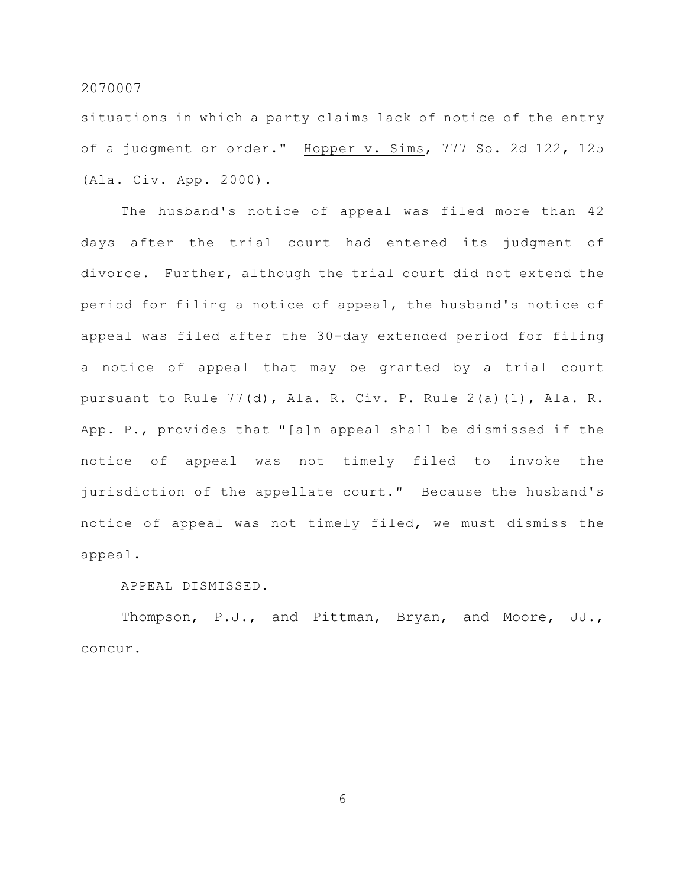situations in which a party claims lack of notice of the entry of a judgment or order." Hopper v. Sims, 777 So. 2d 122, 125 (Ala. Civ. App. 2000).

The husband's notice of appeal was filed more than 42 days after the trial court had entered its judgment of divorce. Further, although the trial court did not extend the period for filing a notice of appeal, the husband's notice of appeal was filed after the 30-day extended period for filing a notice of appeal that may be granted by a trial court pursuant to Rule 77(d), Ala. R. Civ. P. Rule 2(a)(1), Ala. R. App. P., provides that "[a]n appeal shall be dismissed if the notice of appeal was not timely filed to invoke the jurisdiction of the appellate court." Because the husband's notice of appeal was not timely filed, we must dismiss the appeal.

APPEAL DISMISSED.

Thompson, P.J., and Pittman, Bryan, and Moore, JJ., concur.